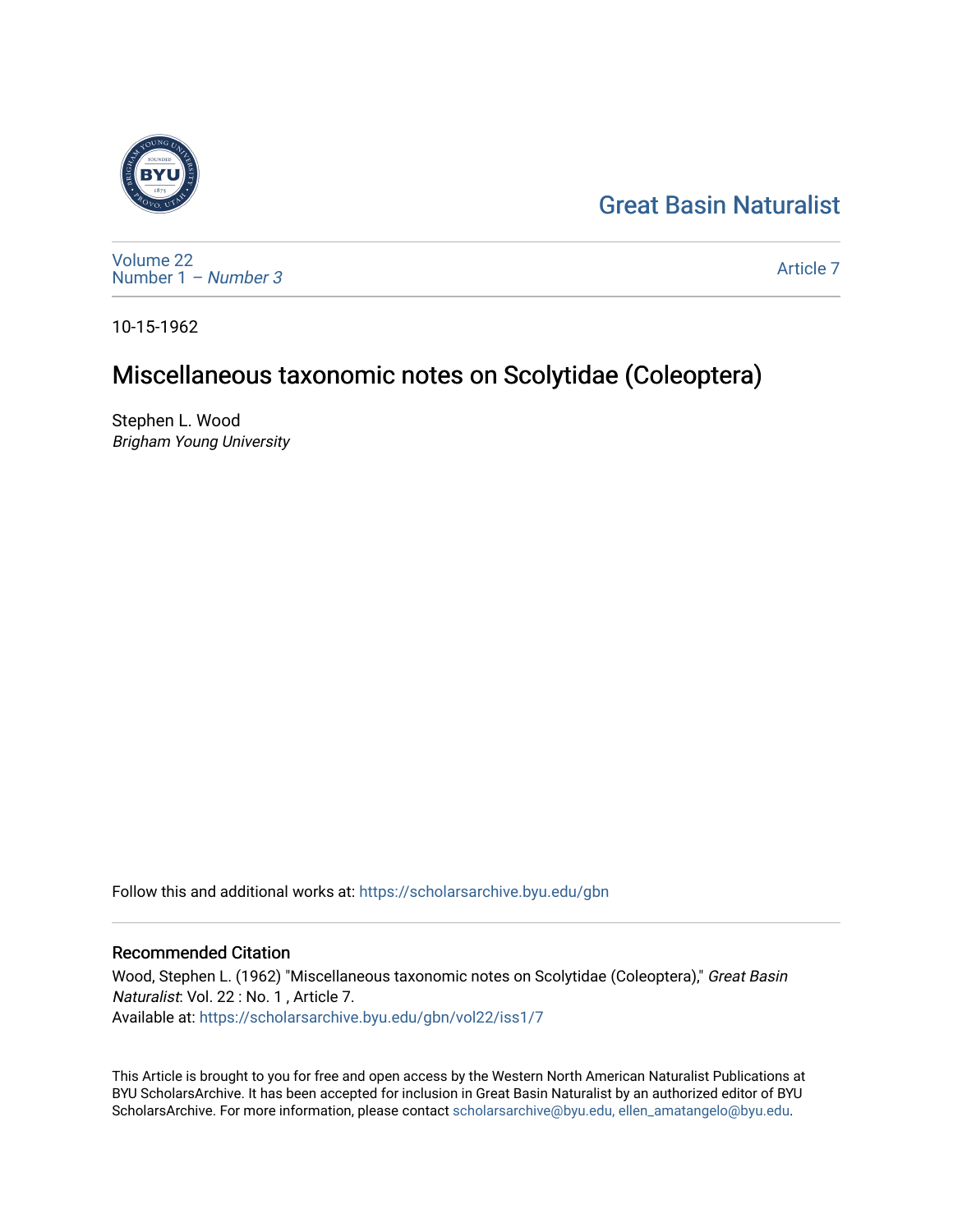# Great Basin Naturalist

Volume 22
Number 1 – *Number 3*

Article 7

10-15-1962

## Miscellaneous taxonomic notes on Scolytidae (Coleoptera)

Stephen L. Wood
*Brigham Young University*

Follow this and additional works at: https://scholarsarchive.byu.edu/gbn

### Recommended Citation

Wood, Stephen L. (1962) "Miscellaneous taxonomic notes on Scolytidae (Coleoptera)," *Great Basin Naturalist*: Vol. 22 : No. 1 , Article 7.
Available at: https://scholarsarchive.byu.edu/gbn/vol22/iss1/7

This Article is brought to you for free and open access by the Western North American Naturalist Publications at BYU ScholarsArchive. It has been accepted for inclusion in Great Basin Naturalist by an authorized editor of BYU ScholarsArchive. For more information, please contact scholarsarchive@byu.edu, ellen_amatangelo@byu.edu.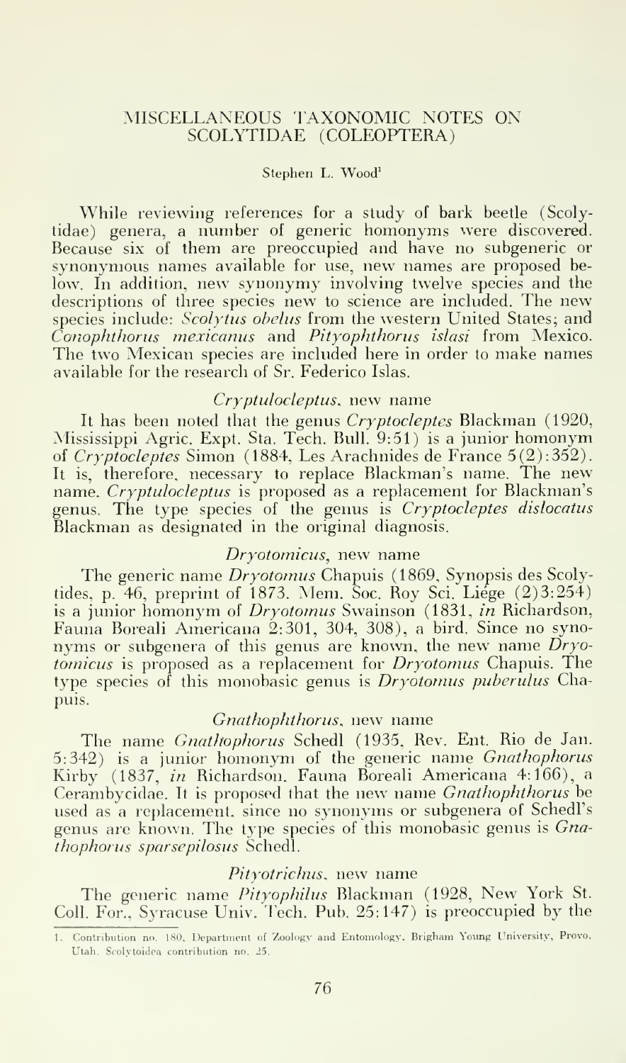# MISCELLANEOUS TAXONOMIC NOTES ON SCOLYTIDAE (COLEOPTERA)

Stephen L. Wood[1]

While reviewing references for a study of bark beetle (Scolytidae) genera, a number of generic homonyms were discovered. Because six of them are preoccupied and have no subgeneric or synonymous names available for use, new names are proposed below. In addition, new synonymy involving twelve species and the descriptions of three species new to science are included. The new species include: *Scolytus obelus* from the western United States; and *Conophthorus mexicanus* and *Pityophthorus islasi* from Mexico. The two Mexican species are included here in order to make names available for the research of Sr. Federico Islas.

### *Cryptulocleptus*, new name

It has been noted that the genus *Cryptocleptes* Blackman (1920, Mississippi Agric. Expt. Sta. Tech. Bull. 9:51) is a junior homonym of *Cryptocleptes* Simon (1884, Les Arachnides de France 5(2):352). It is, therefore, necessary to replace Blackman's name. The new name, *Cryptulocleptus* is proposed as a replacement for Blackman's genus. The type species of the genus is *Cryptocleptes dislocatus* Blackman as designated in the original diagnosis.

### *Dryotomicus*, new name

The generic name *Dryotomus* Chapuis (1869, Synopsis des Scolytides, p. 46, preprint of 1873. Mem. Soc. Roy Sci. Liége (2)3:254) is a junior homonym of *Dryotomus* Swainson (1831, *in* Richardson, Fauna Boreali Americana 2:301, 304, 308), a bird. Since no synonyms or subgenera of this genus are known, the new name *Dryotomicus* is proposed as a replacement for *Dryotomus* Chapuis. The type species of this monobasic genus is *Dryotomus puberulus* Chapuis.

### *Gnathophthorus*, new name

The name *Gnathophorus* Schedl (1935, Rev. Ent. Rio de Jan. 5:342) is a junior homonym of the generic name *Gnathophorus* Kirby (1837, *in* Richardson. Fauna Boreali Americana 4:166), a Cerambycidae. It is proposed that the new name *Gnathophthorus* be used as a replacement, since no synonyms or subgenera of Schedl's genus are known. The type species of this monobasic genus is *Gnathophorus sparsepilosus* Schedl.

### *Pityotrichus*, new name

The generic name *Pityophilus* Blackman (1928, New York St. Coll. For., Syracuse Univ. Tech. Pub. 25:147) is preoccupied by the

---

[1] Contribution no. 180, Department of Zoology and Entomology, Brigham Young University, Provo, Utah. Scolytoidea contribution no. 25.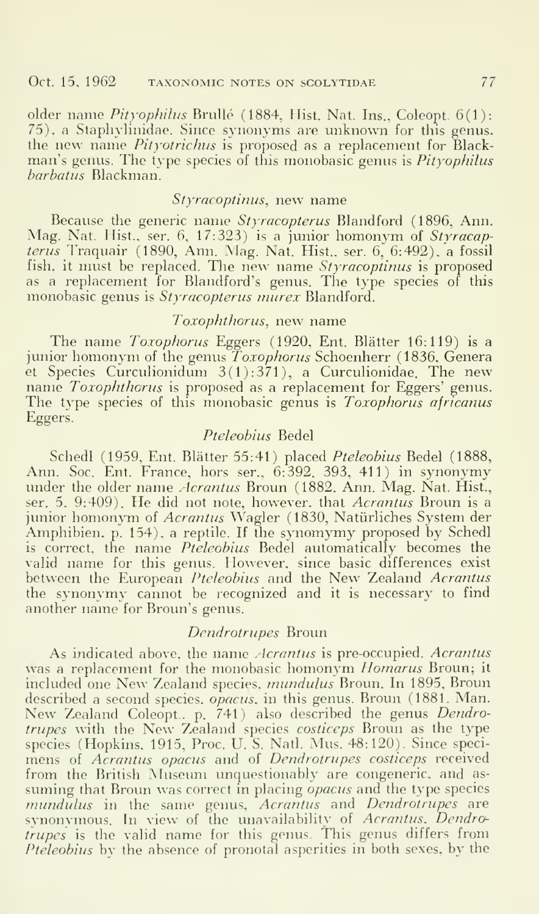older name *Pityophilus* Brullé (1884, Hist. Nat. Ins., Coleopt. 6(1): 75), a Staphylinidae. Since synonyms are unknown for this genus, the new name *Pityotrichus* is proposed as a replacement for Blackman's genus. The type species of this monobasic genus is *Pityophilus barbatus* Blackman.

### *Styracoptinus*, new name

Because the generic name *Styracopterus* Blandford (1896, Ann. Mag. Nat. Hist., ser. 6, 17:323) is a junior homonym of *Styracapterus* Traquair (1890, Ann. Mag. Nat. Hist., ser. 6, 6:492), a fossil fish, it must be replaced. The new name *Styracoptinus* is proposed as a replacement for Blandford's genus. The type species of this monobasic genus is *Styracopterus murex* Blandford.

### *Toxophthorus*, new name

The name *Toxophorus* Eggers (1920, Ent. Blätter 16:119) is a junior homonym of the genus *Toxophorus* Schoenherr (1836, Genera et Species Curculionidum 3(1):371), a Curculionidae. The new name *Toxophthorus* is proposed as a replacement for Eggers' genus. The type species of this monobasic genus is *Toxophorus africanus* Eggers.

### *Pteleobius* Bedel

Schedl (1959, Ent. Blätter 55:41) placed *Pteleobius* Bedel (1888, Ann. Soc. Ent. France, hors ser., 6:392, 393, 411) in synonymy under the older name *Acrantus* Broun (1882, Ann. Mag. Nat. Hist., ser. 5, 9:409). He did not note, however, that *Acrantus* Broun is a junior homonym of *Acrantus* Wagler (1830, Natürliches System der Amphibien, p. 154), a reptile. If the synonymy proposed by Schedl is correct, the name *Pteleobius* Bedel automatically becomes the valid name for this genus. However, since basic differences exist between the European *Pteleobius* and the New Zealand *Acrantus* the synonymy cannot be recognized and it is necessary to find another name for Broun's genus.

### *Dendrotrupes* Broun

As indicated above, the name *Acrantus* is pre-occupied. *Acrantus* was a replacement for the monobasic homonym *Homarus* Broun; it included one New Zealand species, *mundulus* Broun. In 1895, Broun described a second species, *opacus*, in this genus. Broun (1881, Man. New Zealand Coleopt., p. 741) also described the genus *Dendrotrupes* with the New Zealand species *costiceps* Broun as the type species (Hopkins, 1915, Proc. U. S. Natl. Mus. 48:120). Since specimens of *Acrantus opacus* and of *Dendrotrupes costiceps* received from the British Museum unquestionably are congeneric, and assuming that Broun was correct in placing *opacus* and the type species *mundulus* in the same genus, *Acrantus* and *Dendrotrupes* are synonymous. In view of the unavailability of *Acrantus*, *Dendrotrupes* is the valid name for this genus. This genus differs from *Pteleobius* by the absence of pronotal asperities in both sexes, by the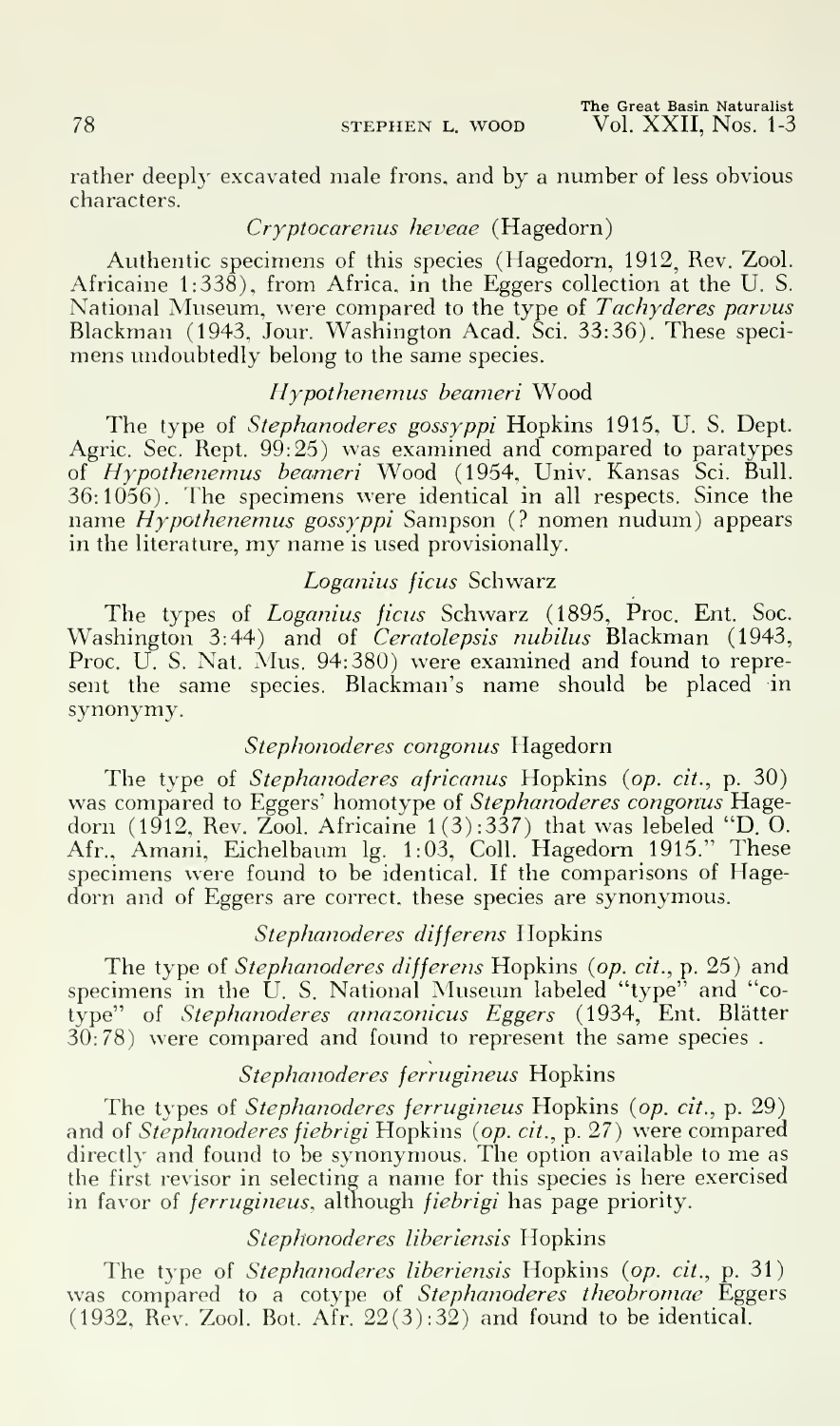rather deeply excavated male frons, and by a number of less obvious characters.

### *Cryptocarenus heveae* (Hagedorn)

Authentic specimens of this species (Hagedorn, 1912, Rev. Zool. Africaine 1:338), from Africa, in the Eggers collection at the U. S. National Museum, were compared to the type of *Tachyderes parvus* Blackman (1943, Jour. Washington Acad. Sci. 33:36). These specimens undoubtedly belong to the same species.

### *Hypothenemus beameri* Wood

The type of *Stephanoderes gossyppi* Hopkins 1915, U. S. Dept. Agric. Sec. Rept. 99:25) was examined and compared to paratypes of *Hypothenemus beameri* Wood (1954, Univ. Kansas Sci. Bull. 36:1056). The specimens were identical in all respects. Since the name *Hypothenemus gossyppi* Sampson (? nomen nudum) appears in the literature, my name is used provisionally.

### *Loganius ficus* Schwarz

The types of *Loganius ficus* Schwarz (1895, Proc. Ent. Soc. Washington 3:44) and of *Ceratolepsis nubilus* Blackman (1943, Proc. U. S. Nat. Mus. 94:380) were examined and found to represent the same species. Blackman's name should be placed in synonymy.

### *Stephonoderes congonus* Hagedorn

The type of *Stephanoderes africanus* Hopkins (*op. cit.*, p. 30) was compared to Eggers' homotype of *Stephanoderes congonus* Hagedorn (1912, Rev. Zool. Africaine 1(3):337) that was lebeled "D. O. Afr., Amani, Eichelbaum lg. 1:03, Coll. Hagedorn 1915." These specimens were found to be identical. If the comparisons of Hagedorn and of Eggers are correct, these species are synonymous.

### *Stephanoderes differens* Hopkins

The type of *Stephanoderes differens* Hopkins (*op. cit.*, p. 25) and specimens in the U. S. National Museum labeled "type" and "cotype" of *Stephanoderes amazonicus Eggers* (1934, Ent. Blätter 30:78) were compared and found to represent the same species .

### *Stephanoderes ferrugineus* Hopkins

The types of *Stephanoderes ferrugineus* Hopkins (*op. cit.*, p. 29) and of *Stephanoderes fiebrigi* Hopkins (*op. cit.*, p. 27) were compared directly and found to be synonymous. The option available to me as the first revisor in selecting a name for this species is here exercised in favor of *ferrugineus*, although *fiebrigi* has page priority.

### *Stephonoderes liberiensis* Hopkins

The type of *Stephanoderes liberiensis* Hopkins (*op. cit.*, p. 31) was compared to a cotype of *Stephanoderes theobromae* Eggers (1932, Rev. Zool. Bot. Afr. 22(3):32) and found to be identical.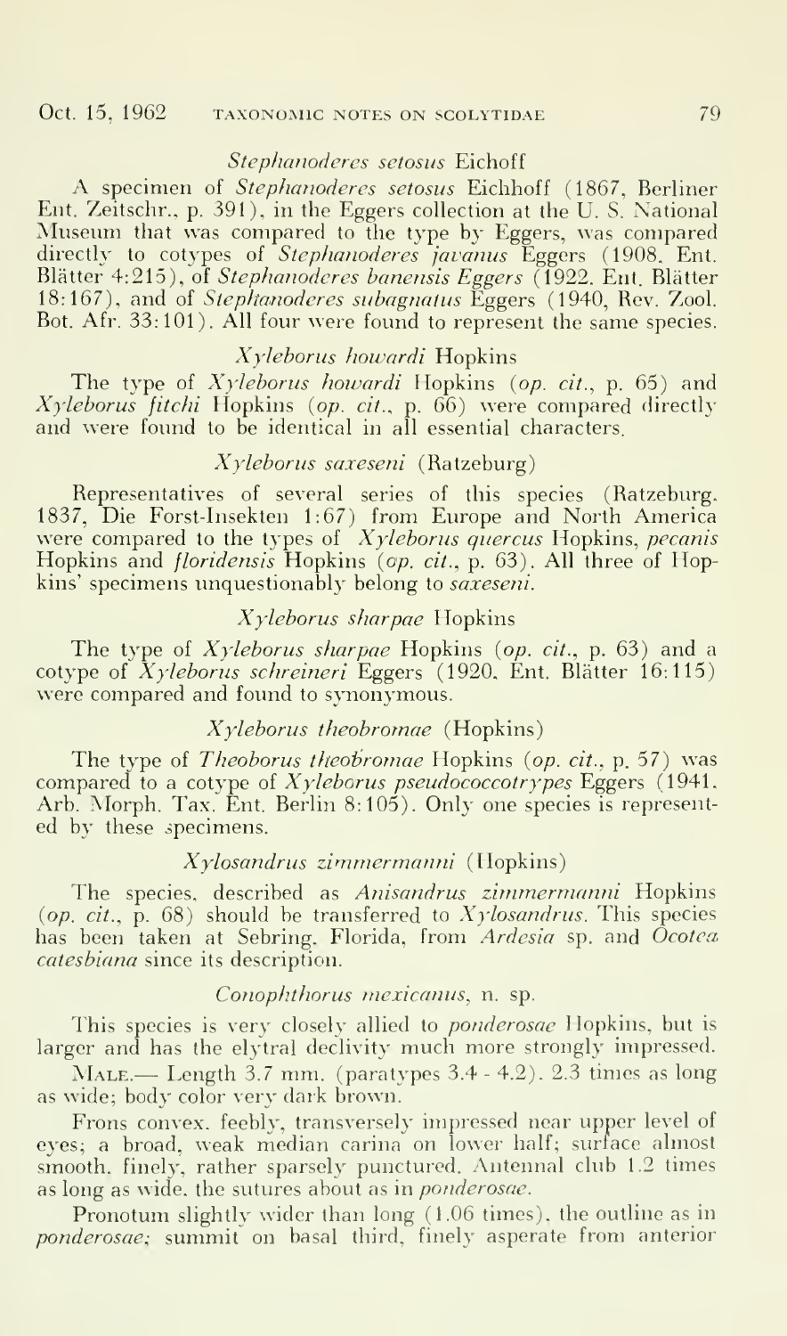### *Stephanoderes setosus* Eichoff

A specimen of *Stephanoderes setosus* Eichhoff (1867, Berliner Ent. Zeitschr., p. 391), in the Eggers collection at the U. S. National Museum that was compared to the type by Eggers, was compared directly to cotypes of *Stephanoderes javanus* Eggers (1908, Ent. Blätter 4:215), of *Stephanoderes banensis Eggers* (1922. Ent. Blätter 18:167), and of *Stephanoderes subagnatus* Eggers (1940, Rev. Zool. Bot. Afr. 33:101). All four were found to represent the same species.

### *Xyleborus howardi* Hopkins

The type of *Xyleborus howardi* Hopkins (*op. cit.*, p. 65) and *Xyleborus fitchi* Hopkins (*op. cit.*, p. 66) were compared directly and were found to be identical in all essential characters.

### *Xyleborus saxeseni* (Ratzeburg)

Representatives of several series of this species (Ratzeburg. 1837, Die Forst-Insekten 1:67) from Europe and North America were compared to the types of *Xyleborus quercus* Hopkins, *pecanis* Hopkins and *floridensis* Hopkins (*op. cit.*, p. 63). All three of Hopkins' specimens unquestionably belong to *saxeseni*.

### *Xyleborus sharpae* Hopkins

The type of *Xyleborus sharpae* Hopkins (*op. cit.*, p. 63) and a cotype of *Xyleborus schreineri* Eggers (1920. Ent. Blätter 16:115) were compared and found to synonymous.

### *Xyleborus theobromae* (Hopkins)

The type of *Theoborus theobromae* Hopkins (*op. cit.*, p. 57) was compared to a cotype of *Xyleborus pseudococcotrypes* Eggers (1941. Arb. Morph. Tax. Ent. Berlin 8:105). Only one species is represented by these specimens.

### *Xylosandrus zimmermanni* (Hopkins)

The species, described as *Anisandrus zimmermanni* Hopkins (*op. cit.*, p. 68) should be transferred to *Xylosandrus*. This species has been taken at Sebring, Florida, from *Ardesia* sp. and *Ocotea catesbiana* since its description.

### *Conophthorus mexicanus*, n. sp.

This species is very closely allied to *ponderosae* Hopkins, but is larger and has the elytral declivity much more strongly impressed.

MALE.— Length 3.7 mm. (paratypes 3.4 - 4.2). 2.3 times as long as wide; body color very dark brown.

Frons convex, feebly, transversely impressed near upper level of eyes; a broad, weak median carina on lower half; surface almost smooth, finely, rather sparsely punctured. Antennal club 1.2 times as long as wide, the sutures about as in *ponderosae*.

Pronotum slightly wider than long (1.06 times), the outline as in *ponderosae*; summit on basal third, finely asperate from anterior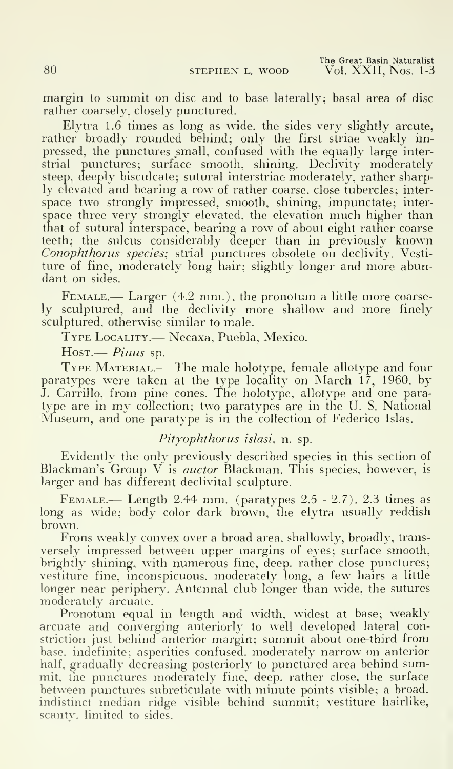margin to summit on disc and to base laterally; basal area of disc rather coarsely, closely punctured.

Elytra 1.6 times as long as wide, the sides very slightly arcute, rather broadly rounded behind; only the first striae weakly impressed, the punctures small, confused with the equally large interstrial punctures; surface smooth, shining. Declivity moderately steep, deeply bisulcate; sutural interstriae moderately, rather sharply elevated and bearing a row of rather coarse, close tubercles; interspace two strongly impressed, smooth, shining, impunctate; interspace three very strongly elevated, the elevation much higher than that of sutural interspace, bearing a row of about eight rather coarse teeth; the sulcus considerably deeper than in previously known *Conophthorus species;* strial punctures obsolete on declivity. Vestiture of fine, moderately long hair; slightly longer and more abundant on sides.

FEMALE.— Larger (4.2 mm.), the pronotum a little more coarsely sculptured, and the declivity more shallow and more finely sculptured, otherwise similar to male.

TYPE LOCALITY.— Necaxa, Puebla, Mexico.

HOST.— *Pinus* sp.

TYPE MATERIAL.— The male holotype, female allotype and four paratypes were taken at the type locality on March 17, 1960, by J. Carrillo, from pine cones. The holotype, allotype and one paratype are in my collection; two paratypes are in the U. S. National Museum, and one paratype is in the collection of Federico Islas.

### *Pityophthorus islasi*, n. sp.

Evidently the only previously described species in this section of Blackman's Group V is *auctor* Blackman. This species, however, is larger and has different declivital sculpture.

FEMALE.— Length 2.44 mm. (paratypes 2.5 - 2.7), 2.3 times as long as wide; body color dark brown, the elytra usually reddish brown.

Frons weakly convex over a broad area, shallowly, broadly, transversely impressed between upper margins of eyes; surface smooth, brightly shining, with numerous fine, deep, rather close punctures; vestiture fine, inconspicuous, moderately long, a few hairs a little longer near periphery. Antennal club longer than wide, the sutures moderately arcuate.

Pronotum equal in length and width, widest at base; weakly arcuate and converging anteriorly to well developed lateral constriction just behind anterior margin; summit about one-third from base, indefinite; asperities confused, moderately narrow on anterior half, gradually decreasing posteriorly to punctured area behind summit, the punctures moderately fine, deep, rather close, the surface between punctures subreticulate with minute points visible; a broad, indistinct median ridge visible behind summit; vestiture hairlike, scanty, limited to sides.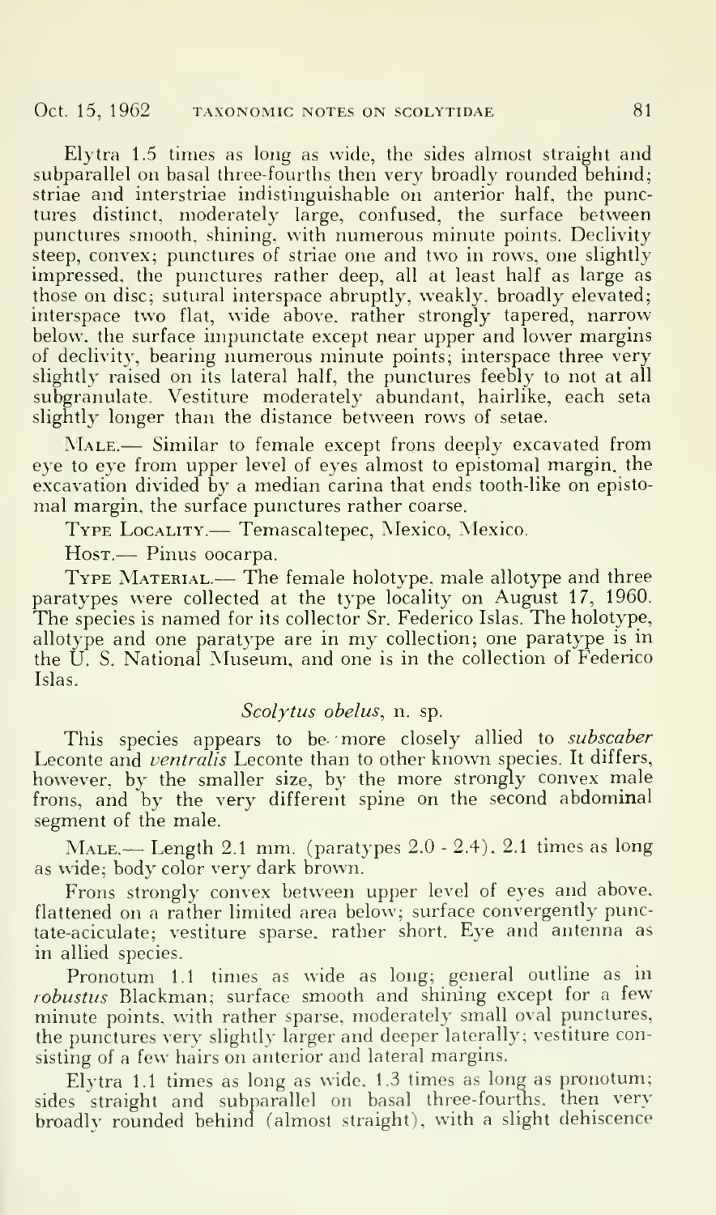Elytra 1.5 times as long as wide, the sides almost straight and subparallel on basal three-fourths then very broadly rounded behind; striae and interstriae indistinguishable on anterior half, the punctures distinct, moderately large, confused, the surface between punctures smooth, shining, with numerous minute points. Declivity steep, convex; punctures of striae one and two in rows, one slightly impressed, the punctures rather deep, all at least half as large as those on disc; sutural interspace abruptly, weakly, broadly elevated; interspace two flat, wide above, rather strongly tapered, narrow below, the surface impunctate except near upper and lower margins of declivity, bearing numerous minute points; interspace three very slightly raised on its lateral half, the punctures feebly to not at all subgranulate. Vestiture moderately abundant, hairlike, each seta slightly longer than the distance between rows of setae.

MALE.— Similar to female except frons deeply excavated from eye to eye from upper level of eyes almost to epistomal margin, the excavation divided by a median carina that ends tooth-like on epistomal margin, the surface punctures rather coarse.

TYPE LOCALITY.— Temascaltepec, Mexico, Mexico.

HOST.— Pinus oocarpa.

TYPE MATERIAL.— The female holotype, male allotype and three paratypes were collected at the type locality on August 17, 1960. The species is named for its collector Sr. Federico Islas. The holotype, allotype and one paratype are in my collection; one paratype is in the U. S. National Museum, and one is in the collection of Federico Islas.

### *Scolytus obelus*, n. sp.

This species appears to be more closely allied to *subscaber* Leconte and *ventralis* Leconte than to other known species. It differs, however, by the smaller size, by the more strongly convex male frons, and by the very different spine on the second abdominal segment of the male.

MALE.— Length 2.1 mm. (paratypes 2.0 - 2.4), 2.1 times as long as wide; body color very dark brown.

Frons strongly convex between upper level of eyes and above, flattened on a rather limited area below; surface convergently punctate-aciculate; vestiture sparse, rather short. Eye and antenna as in allied species.

Pronotum 1.1 times as wide as long; general outline as in *robustus* Blackman; surface smooth and shining except for a few minute points, with rather sparse, moderately small oval punctures, the punctures very slightly larger and deeper laterally; vestiture consisting of a few hairs on anterior and lateral margins.

Elytra 1.1 times as long as wide, 1.3 times as long as pronotum; sides straight and subparallel on basal three-fourths, then very broadly rounded behind (almost straight), with a slight dehiscence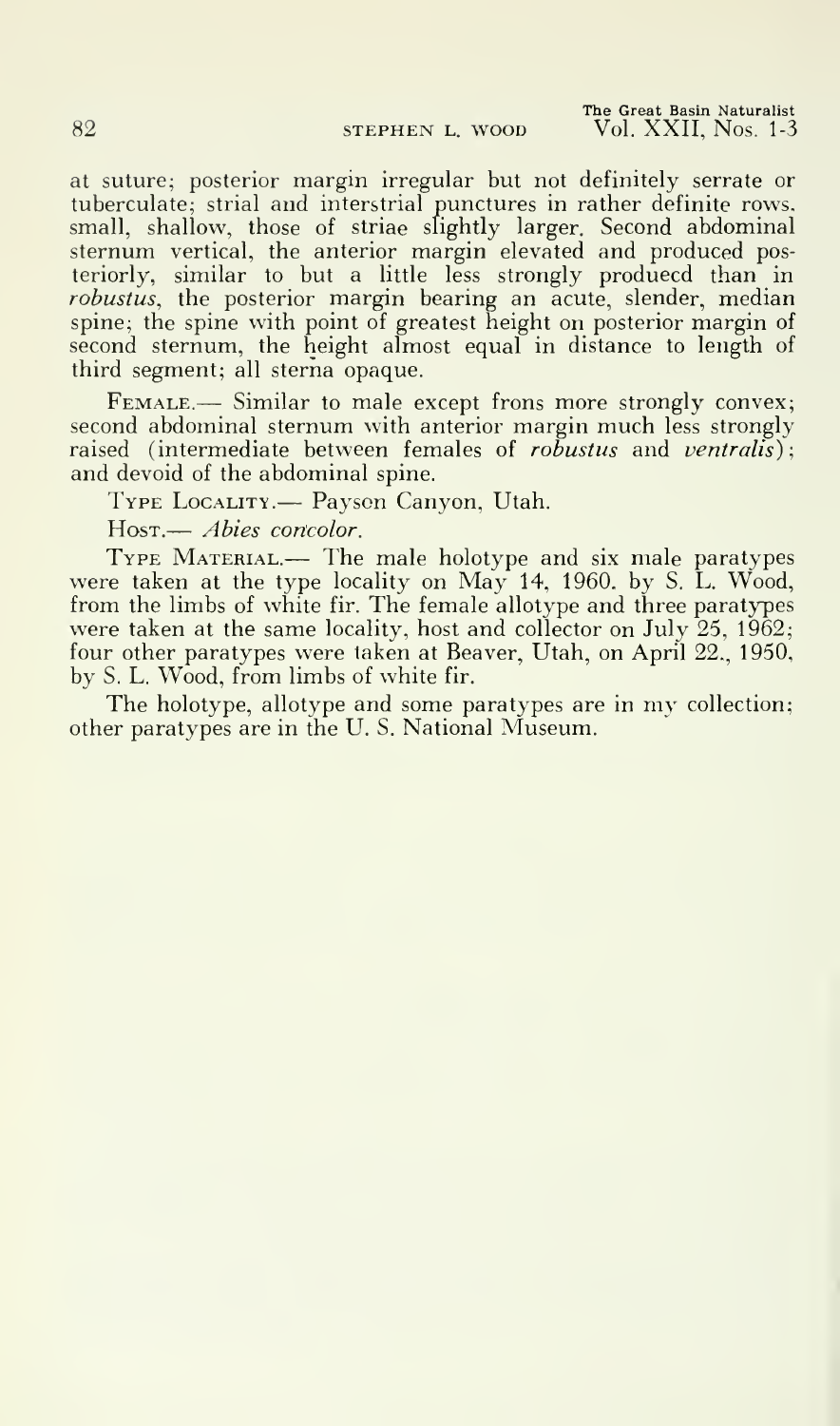at suture; posterior margin irregular but not definitely serrate or tuberculate; strial and interstrial punctures in rather definite rows, small, shallow, those of striae slightly larger. Second abdominal sternum vertical, the anterior margin elevated and produced posteriorly, similar to but a little less strongly producd than in *robustus*, the posterior margin bearing an acute, slender, median spine; the spine with point of greatest height on posterior margin of second sternum, the height almost equal in distance to length of third segment; all sterna opaque.

Female.— Similar to male except frons more strongly convex; second abdominal sternum with anterior margin much less strongly raised (intermediate between females of *robustus* and *ventralis*); and devoid of the abdominal spine.

Type Locality.— Payson Canyon, Utah.

Host.— *Abies concolor*.

Type Material.— The male holotype and six male paratypes were taken at the type locality on May 14, 1960, by S. L. Wood, from the limbs of white fir. The female allotype and three paratypes were taken at the same locality, host and collector on July 25, 1962; four other paratypes were taken at Beaver, Utah, on April 22., 1950, by S. L. Wood, from limbs of white fir.

The holotype, allotype and some paratypes are in my collection; other paratypes are in the U. S. National Museum.